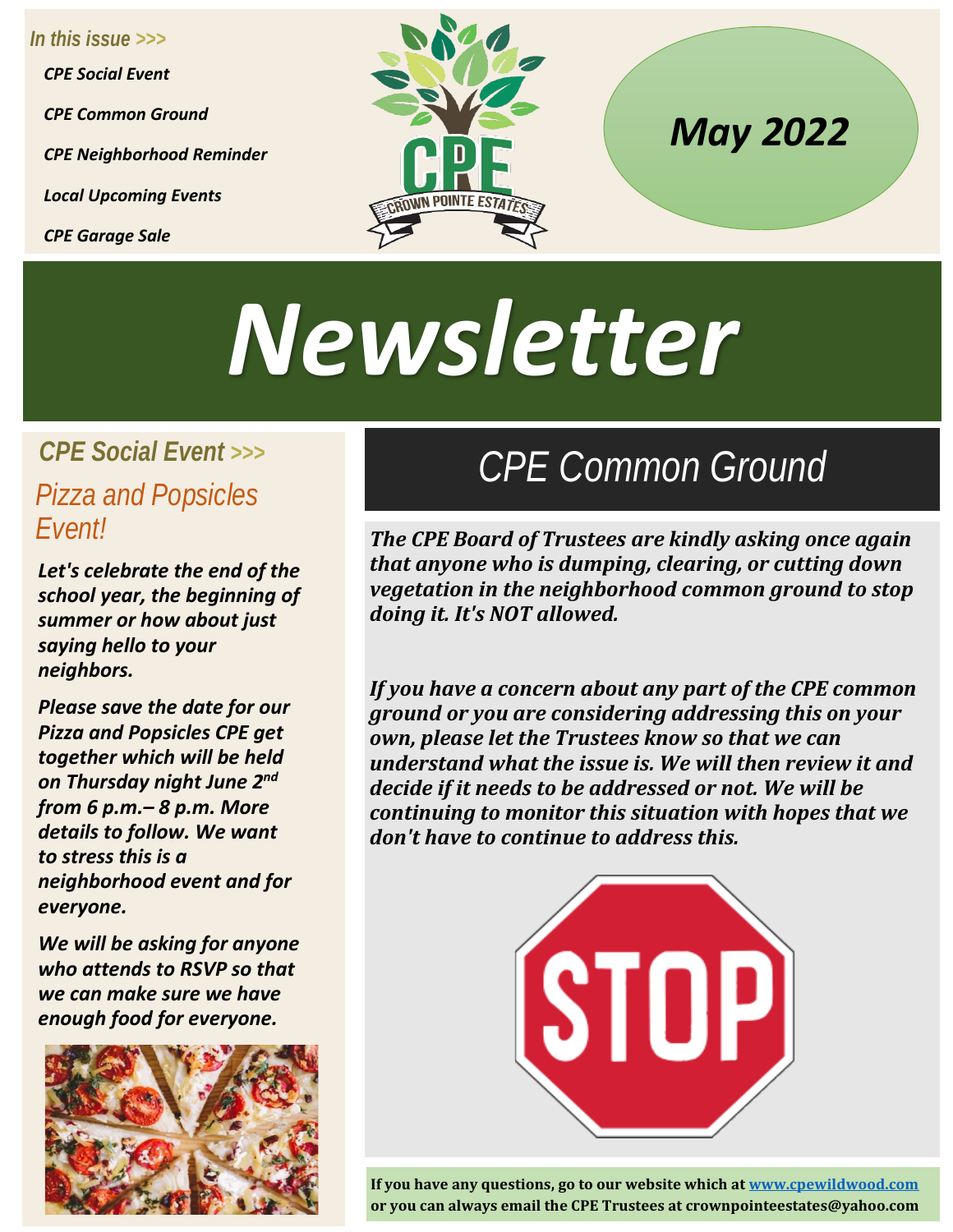*In this issue >>>*

*CPE Social Event*

*CPE Common Ground*

*CPE Neighborhood Reminder*

*Local Upcoming Events*

*CPE Garage Sale*

CPE
CROWN POINTE ESTATES

*May 2022*

# *Newsletter*

## *CPE Social Event >>>*

### *Pizza and Popsicles Event!*

***Let's celebrate the end of the school year, the beginning of summer or how about just saying hello to your neighbors.***

***Please save the date for our Pizza and Popsicles CPE get together which will be held on Thursday night June 2nd from 6 p.m.– 8 p.m. More details to follow. We want to stress this is a neighborhood event and for everyone.***

***We will be asking for anyone who attends to RSVP so that we can make sure we have enough food for everyone.***

## *CPE Common Ground*

***The CPE Board of Trustees are kindly asking once again that anyone who is dumping, clearing, or cutting down vegetation in the neighborhood common ground to stop doing it. It's NOT allowed.***

***If you have a concern about any part of the CPE common ground or you are considering addressing this on your own, please let the Trustees know so that we can understand what the issue is. We will then review it and decide if it needs to be addressed or not. We will be continuing to monitor this situation with hopes that we don't have to continue to address this.***

STOP

**If you have any questions, go to our website which at [www.cpewildwood.com](http://www.cpewildwood.com) or you can always email the CPE Trustees at crownpointeestates@yahoo.com**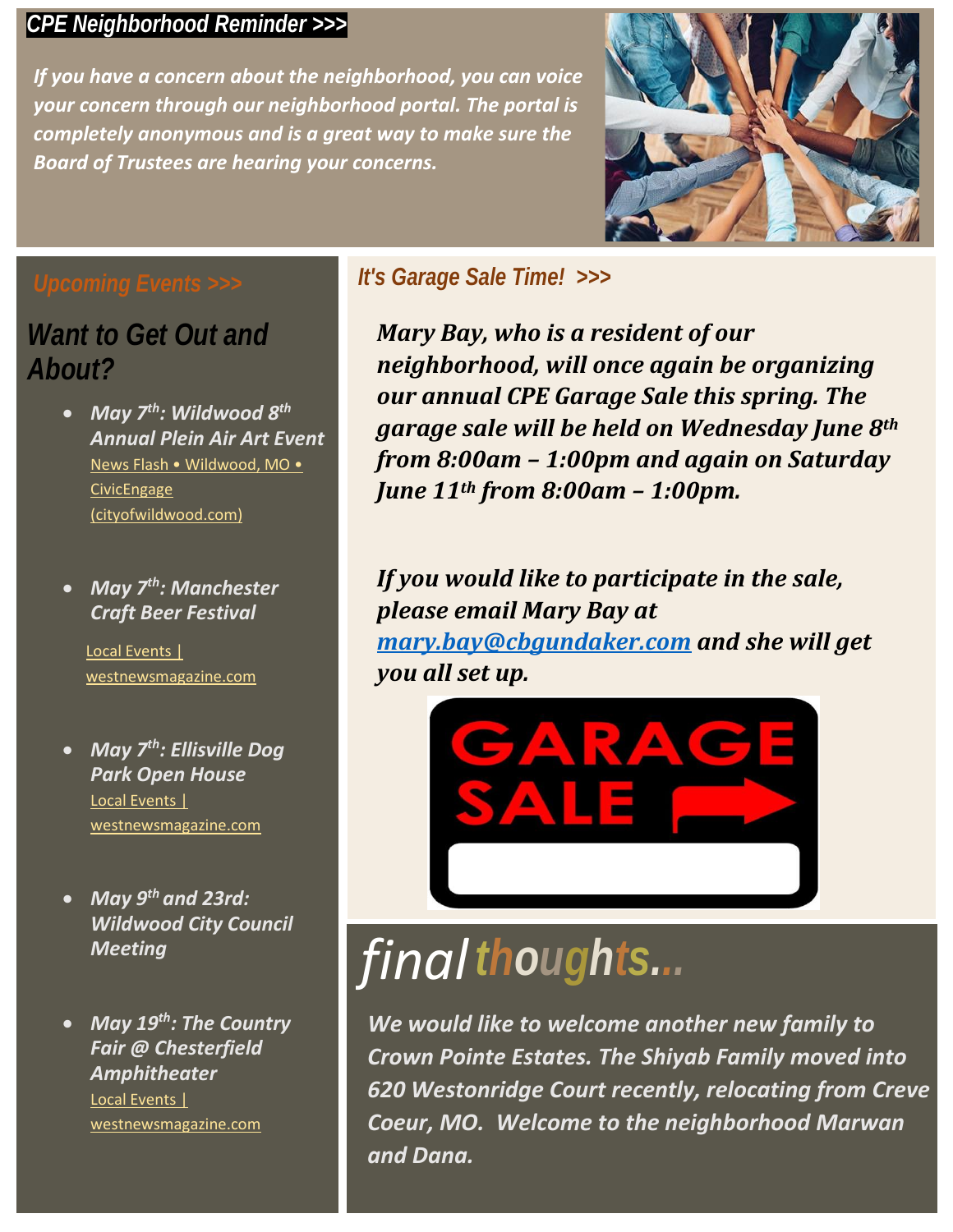## CPE Neighborhood Reminder >>>

*If you have a concern about the neighborhood, you can voice your concern through our neighborhood portal. The portal is completely anonymous and is a great way to make sure the Board of Trustees are hearing your concerns.*

## Upcoming Events >>>

### Want to Get Out and About?

- ***May 7th: Wildwood 8th Annual Plein Air Art Event***
  [News Flash • Wildwood, MO • CivicEngage (cityofwildwood.com)]
- ***May 7th: Manchester Craft Beer Festival***
  [Local Events | westnewsmagazine.com]
- ***May 7th: Ellisville Dog Park Open House***
  [Local Events | westnewsmagazine.com]
- ***May 9th and 23rd: Wildwood City Council Meeting***
- ***May 19th: The Country Fair @ Chesterfield Amphitheater***
  [Local Events | westnewsmagazine.com]

## It's Garage Sale Time! >>>

***Mary Bay, who is a resident of our neighborhood, will once again be organizing our annual CPE Garage Sale this spring. The garage sale will be held on Wednesday June 8th from 8:00am – 1:00pm and again on Saturday June 11th from 8:00am – 1:00pm.***

***If you would like to participate in the sale, please email Mary Bay at mary.bay@cbgundaker.com and she will get you all set up.***

## final thoughts...

*We would like to welcome another new family to Crown Pointe Estates. The Shiyab Family moved into 620 Westonridge Court recently, relocating from Creve Coeur, MO. Welcome to the neighborhood Marwan and Dana.*